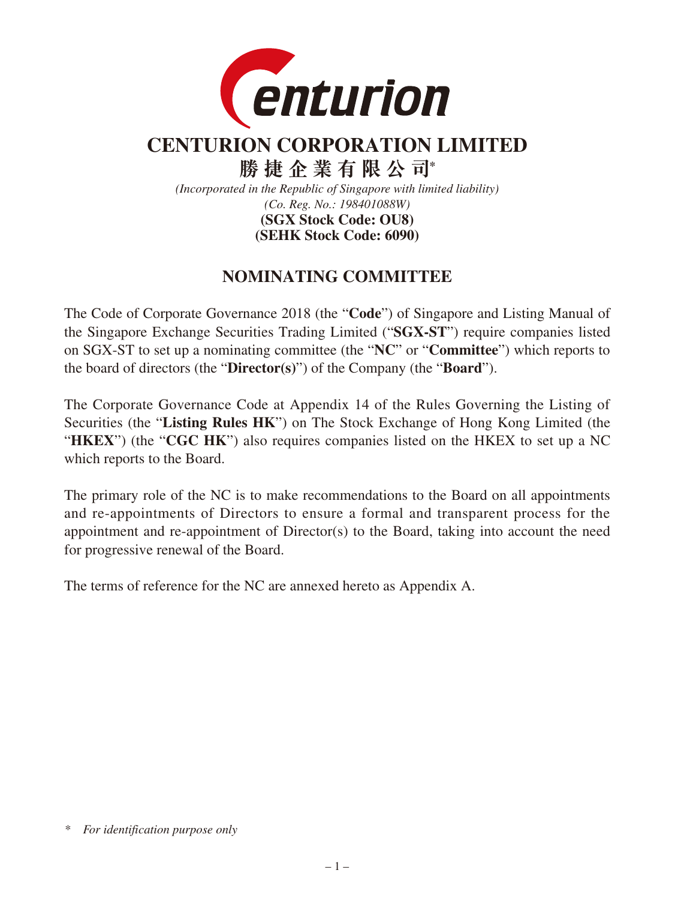# CENTURION CORPORATION LIMITED

# 勝捷企業有限公司*

*(Incorporated in the Republic of Singapore with limited liability)*
*(Co. Reg. No.: 198401088W)*
**(SGX Stock Code: OU8)**
**(SEHK Stock Code: 6090)**

## NOMINATING COMMITTEE

The Code of Corporate Governance 2018 (the "**Code**") of Singapore and Listing Manual of the Singapore Exchange Securities Trading Limited ("**SGX-ST**") require companies listed on SGX-ST to set up a nominating committee (the "**NC**" or "**Committee**") which reports to the board of directors (the "**Director(s)**") of the Company (the "**Board**").

The Corporate Governance Code at Appendix 14 of the Rules Governing the Listing of Securities (the "**Listing Rules HK**") on The Stock Exchange of Hong Kong Limited (the "**HKEX**") (the "**CGC HK**") also requires companies listed on the HKEX to set up a NC which reports to the Board.

The primary role of the NC is to make recommendations to the Board on all appointments and re-appointments of Directors to ensure a formal and transparent process for the appointment and re-appointment of Director(s) to the Board, taking into account the need for progressive renewal of the Board.

The terms of reference for the NC are annexed hereto as Appendix A.

\* *For identification purpose only*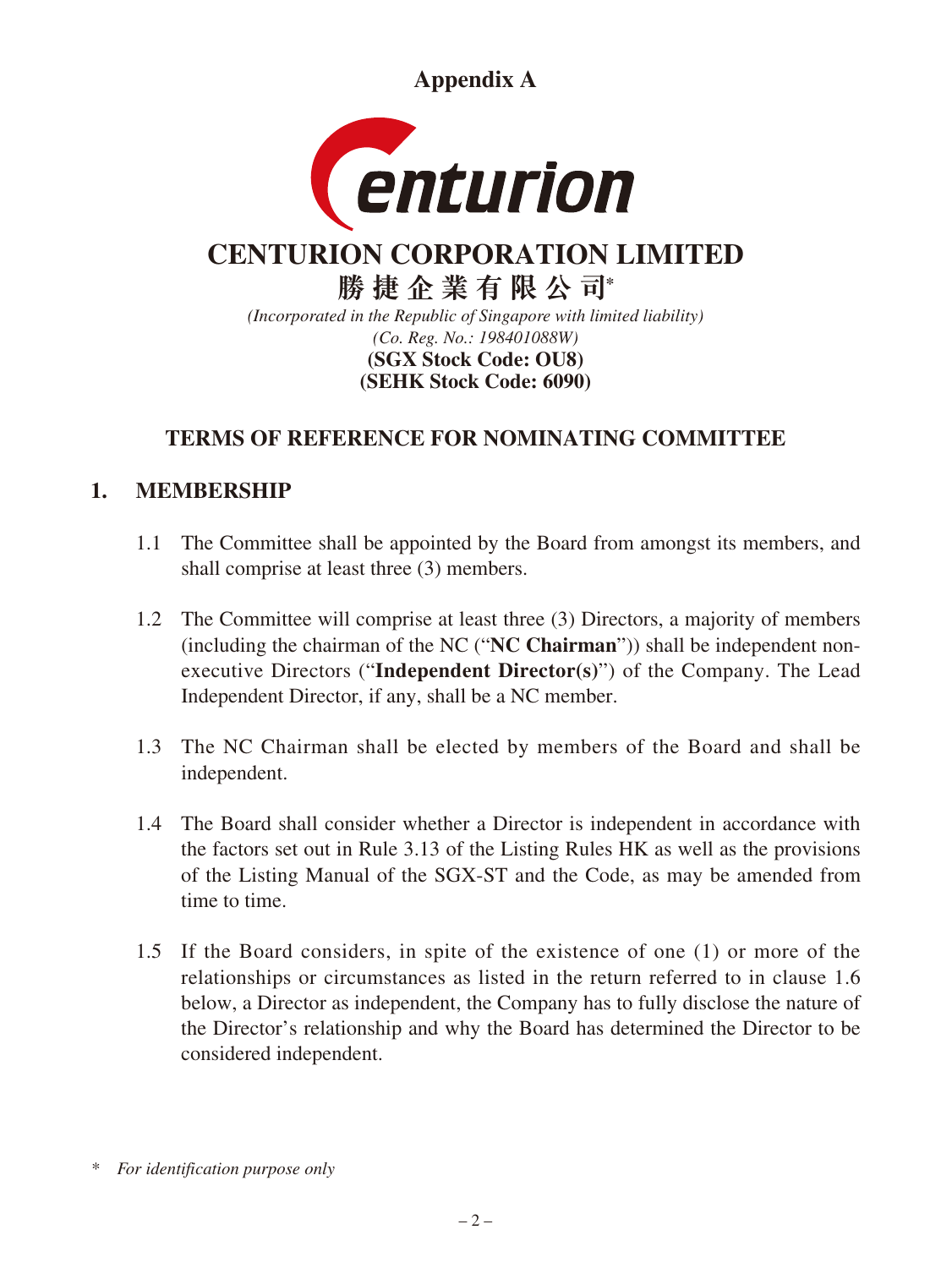**Appendix A**

# CENTURION CORPORATION LIMITED

**勝捷企業有限公司***

*(Incorporated in the Republic of Singapore with limited liability)*
*(Co. Reg. No.: 198401088W)*
**(SGX Stock Code: OU8)**
**(SEHK Stock Code: 6090)**

## TERMS OF REFERENCE FOR NOMINATING COMMITTEE

## 1. MEMBERSHIP

1.1 The Committee shall be appointed by the Board from amongst its members, and shall comprise at least three (3) members.

1.2 The Committee will comprise at least three (3) Directors, a majority of members (including the chairman of the NC ("**NC Chairman**")) shall be independent non-executive Directors ("**Independent Director(s)**") of the Company. The Lead Independent Director, if any, shall be a NC member.

1.3 The NC Chairman shall be elected by members of the Board and shall be independent.

1.4 The Board shall consider whether a Director is independent in accordance with the factors set out in Rule 3.13 of the Listing Rules HK as well as the provisions of the Listing Manual of the SGX-ST and the Code, as may be amended from time to time.

1.5 If the Board considers, in spite of the existence of one (1) or more of the relationships or circumstances as listed in the return referred to in clause 1.6 below, a Director as independent, the Company has to fully disclose the nature of the Director's relationship and why the Board has determined the Director to be considered independent.

\* *For identification purpose only*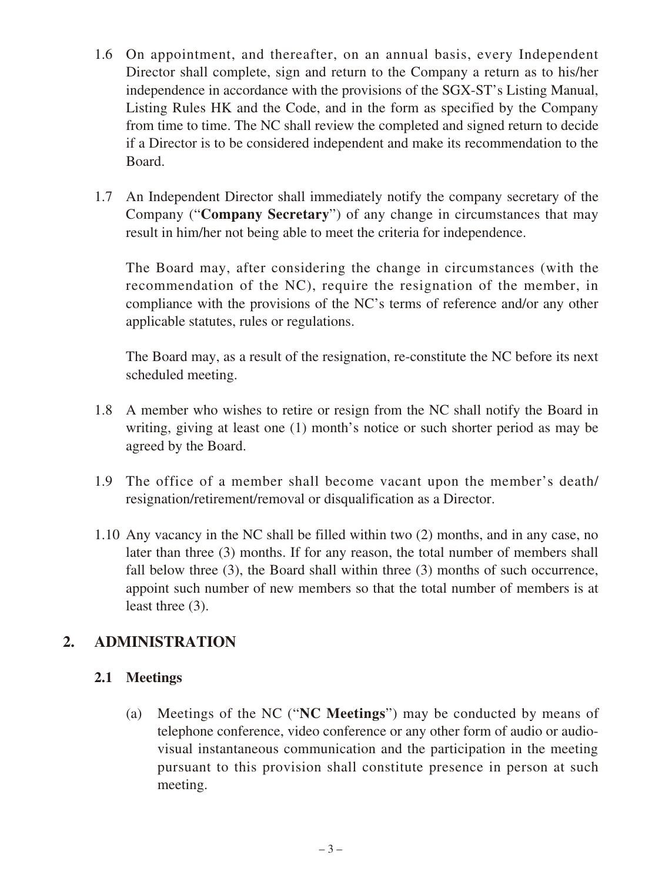1.6 On appointment, and thereafter, on an annual basis, every Independent Director shall complete, sign and return to the Company a return as to his/her independence in accordance with the provisions of the SGX-ST's Listing Manual, Listing Rules HK and the Code, and in the form as specified by the Company from time to time. The NC shall review the completed and signed return to decide if a Director is to be considered independent and make its recommendation to the Board.

1.7 An Independent Director shall immediately notify the company secretary of the Company ("**Company Secretary**") of any change in circumstances that may result in him/her not being able to meet the criteria for independence.

The Board may, after considering the change in circumstances (with the recommendation of the NC), require the resignation of the member, in compliance with the provisions of the NC's terms of reference and/or any other applicable statutes, rules or regulations.

The Board may, as a result of the resignation, re-constitute the NC before its next scheduled meeting.

1.8 A member who wishes to retire or resign from the NC shall notify the Board in writing, giving at least one (1) month's notice or such shorter period as may be agreed by the Board.

1.9 The office of a member shall become vacant upon the member's death/ resignation/retirement/removal or disqualification as a Director.

1.10 Any vacancy in the NC shall be filled within two (2) months, and in any case, no later than three (3) months. If for any reason, the total number of members shall fall below three (3), the Board shall within three (3) months of such occurrence, appoint such number of new members so that the total number of members is at least three (3).

## 2. ADMINISTRATION

### 2.1 Meetings

(a) Meetings of the NC ("**NC Meetings**") may be conducted by means of telephone conference, video conference or any other form of audio or audio-visual instantaneous communication and the participation in the meeting pursuant to this provision shall constitute presence in person at such meeting.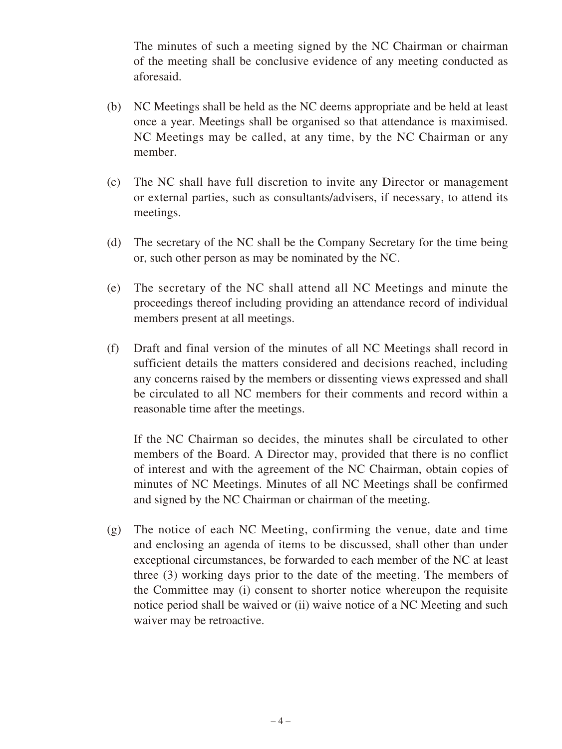The minutes of such a meeting signed by the NC Chairman or chairman of the meeting shall be conclusive evidence of any meeting conducted as aforesaid.

(b) NC Meetings shall be held as the NC deems appropriate and be held at least once a year. Meetings shall be organised so that attendance is maximised. NC Meetings may be called, at any time, by the NC Chairman or any member.

(c) The NC shall have full discretion to invite any Director or management or external parties, such as consultants/advisers, if necessary, to attend its meetings.

(d) The secretary of the NC shall be the Company Secretary for the time being or, such other person as may be nominated by the NC.

(e) The secretary of the NC shall attend all NC Meetings and minute the proceedings thereof including providing an attendance record of individual members present at all meetings.

(f) Draft and final version of the minutes of all NC Meetings shall record in sufficient details the matters considered and decisions reached, including any concerns raised by the members or dissenting views expressed and shall be circulated to all NC members for their comments and record within a reasonable time after the meetings.

If the NC Chairman so decides, the minutes shall be circulated to other members of the Board. A Director may, provided that there is no conflict of interest and with the agreement of the NC Chairman, obtain copies of minutes of NC Meetings. Minutes of all NC Meetings shall be confirmed and signed by the NC Chairman or chairman of the meeting.

(g) The notice of each NC Meeting, confirming the venue, date and time and enclosing an agenda of items to be discussed, shall other than under exceptional circumstances, be forwarded to each member of the NC at least three (3) working days prior to the date of the meeting. The members of the Committee may (i) consent to shorter notice whereupon the requisite notice period shall be waived or (ii) waive notice of a NC Meeting and such waiver may be retroactive.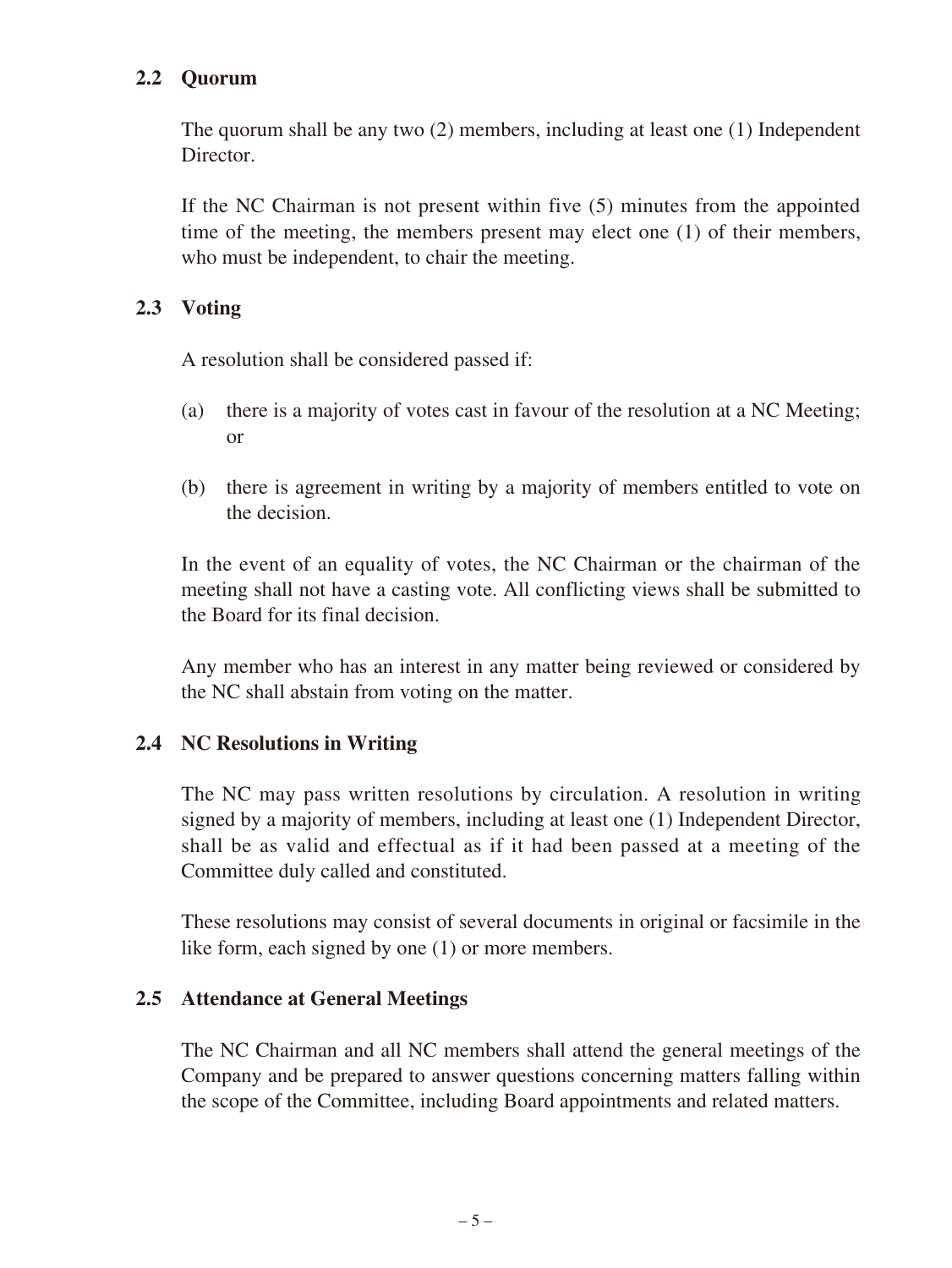### 2.2 Quorum

The quorum shall be any two (2) members, including at least one (1) Independent Director.

If the NC Chairman is not present within five (5) minutes from the appointed time of the meeting, the members present may elect one (1) of their members, who must be independent, to chair the meeting.

### 2.3 Voting

A resolution shall be considered passed if:

(a) there is a majority of votes cast in favour of the resolution at a NC Meeting; or

(b) there is agreement in writing by a majority of members entitled to vote on the decision.

In the event of an equality of votes, the NC Chairman or the chairman of the meeting shall not have a casting vote. All conflicting views shall be submitted to the Board for its final decision.

Any member who has an interest in any matter being reviewed or considered by the NC shall abstain from voting on the matter.

### 2.4 NC Resolutions in Writing

The NC may pass written resolutions by circulation. A resolution in writing signed by a majority of members, including at least one (1) Independent Director, shall be as valid and effectual as if it had been passed at a meeting of the Committee duly called and constituted.

These resolutions may consist of several documents in original or facsimile in the like form, each signed by one (1) or more members.

### 2.5 Attendance at General Meetings

The NC Chairman and all NC members shall attend the general meetings of the Company and be prepared to answer questions concerning matters falling within the scope of the Committee, including Board appointments and related matters.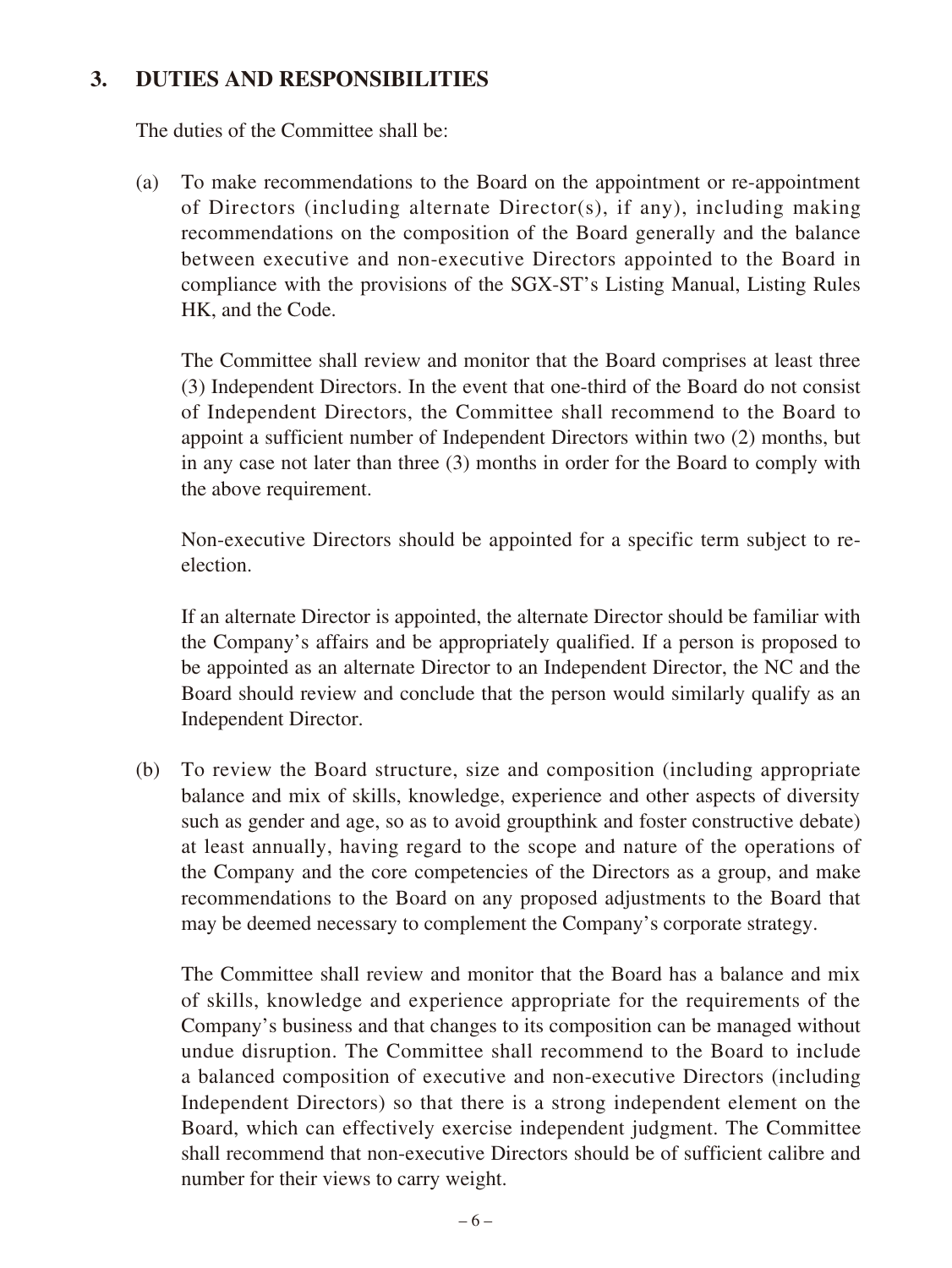## 3. DUTIES AND RESPONSIBILITIES

The duties of the Committee shall be:

(a) To make recommendations to the Board on the appointment or re-appointment of Directors (including alternate Director(s), if any), including making recommendations on the composition of the Board generally and the balance between executive and non-executive Directors appointed to the Board in compliance with the provisions of the SGX-ST's Listing Manual, Listing Rules HK, and the Code.

The Committee shall review and monitor that the Board comprises at least three (3) Independent Directors. In the event that one-third of the Board do not consist of Independent Directors, the Committee shall recommend to the Board to appoint a sufficient number of Independent Directors within two (2) months, but in any case not later than three (3) months in order for the Board to comply with the above requirement.

Non-executive Directors should be appointed for a specific term subject to re-election.

If an alternate Director is appointed, the alternate Director should be familiar with the Company's affairs and be appropriately qualified. If a person is proposed to be appointed as an alternate Director to an Independent Director, the NC and the Board should review and conclude that the person would similarly qualify as an Independent Director.

(b) To review the Board structure, size and composition (including appropriate balance and mix of skills, knowledge, experience and other aspects of diversity such as gender and age, so as to avoid groupthink and foster constructive debate) at least annually, having regard to the scope and nature of the operations of the Company and the core competencies of the Directors as a group, and make recommendations to the Board on any proposed adjustments to the Board that may be deemed necessary to complement the Company's corporate strategy.

The Committee shall review and monitor that the Board has a balance and mix of skills, knowledge and experience appropriate for the requirements of the Company's business and that changes to its composition can be managed without undue disruption. The Committee shall recommend to the Board to include a balanced composition of executive and non-executive Directors (including Independent Directors) so that there is a strong independent element on the Board, which can effectively exercise independent judgment. The Committee shall recommend that non-executive Directors should be of sufficient calibre and number for their views to carry weight.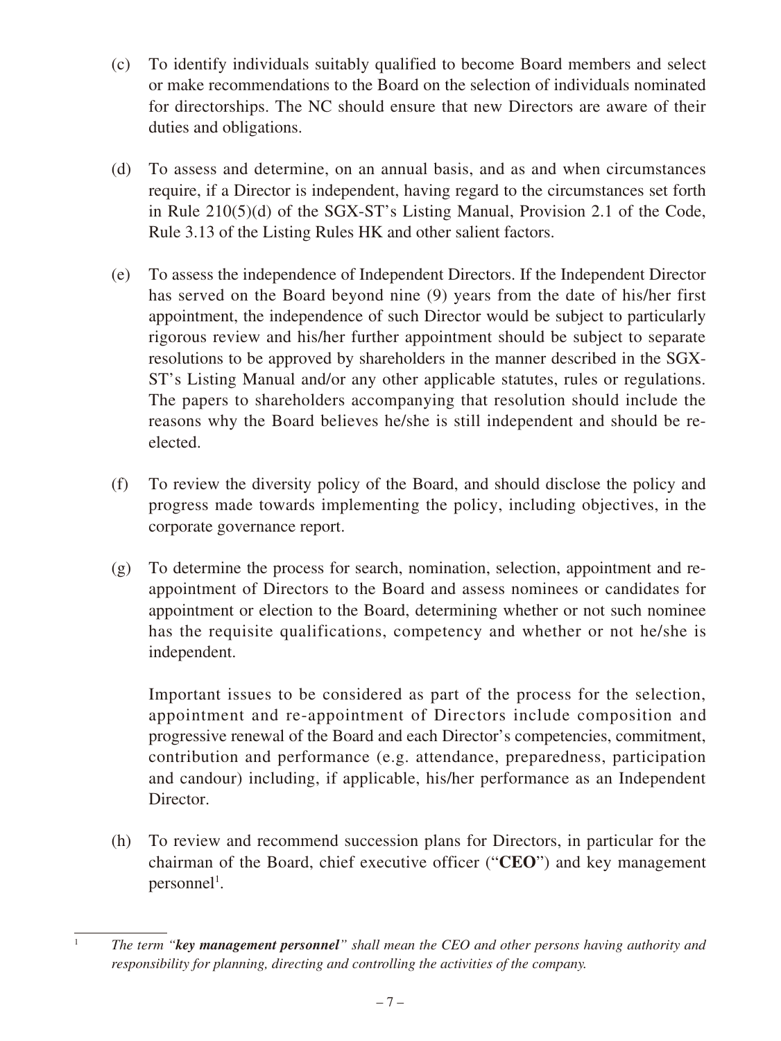(c) To identify individuals suitably qualified to become Board members and select or make recommendations to the Board on the selection of individuals nominated for directorships. The NC should ensure that new Directors are aware of their duties and obligations.

(d) To assess and determine, on an annual basis, and as and when circumstances require, if a Director is independent, having regard to the circumstances set forth in Rule 210(5)(d) of the SGX-ST's Listing Manual, Provision 2.1 of the Code, Rule 3.13 of the Listing Rules HK and other salient factors.

(e) To assess the independence of Independent Directors. If the Independent Director has served on the Board beyond nine (9) years from the date of his/her first appointment, the independence of such Director would be subject to particularly rigorous review and his/her further appointment should be subject to separate resolutions to be approved by shareholders in the manner described in the SGX-ST's Listing Manual and/or any other applicable statutes, rules or regulations. The papers to shareholders accompanying that resolution should include the reasons why the Board believes he/she is still independent and should be re-elected.

(f) To review the diversity policy of the Board, and should disclose the policy and progress made towards implementing the policy, including objectives, in the corporate governance report.

(g) To determine the process for search, nomination, selection, appointment and re-appointment of Directors to the Board and assess nominees or candidates for appointment or election to the Board, determining whether or not such nominee has the requisite qualifications, competency and whether or not he/she is independent.

Important issues to be considered as part of the process for the selection, appointment and re-appointment of Directors include composition and progressive renewal of the Board and each Director's competencies, commitment, contribution and performance (e.g. attendance, preparedness, participation and candour) including, if applicable, his/her performance as an Independent Director.

(h) To review and recommend succession plans for Directors, in particular for the chairman of the Board, chief executive officer ("**CEO**") and key management personnel[1].

[1] *The term "**key management personnel**" shall mean the CEO and other persons having authority and responsibility for planning, directing and controlling the activities of the company.*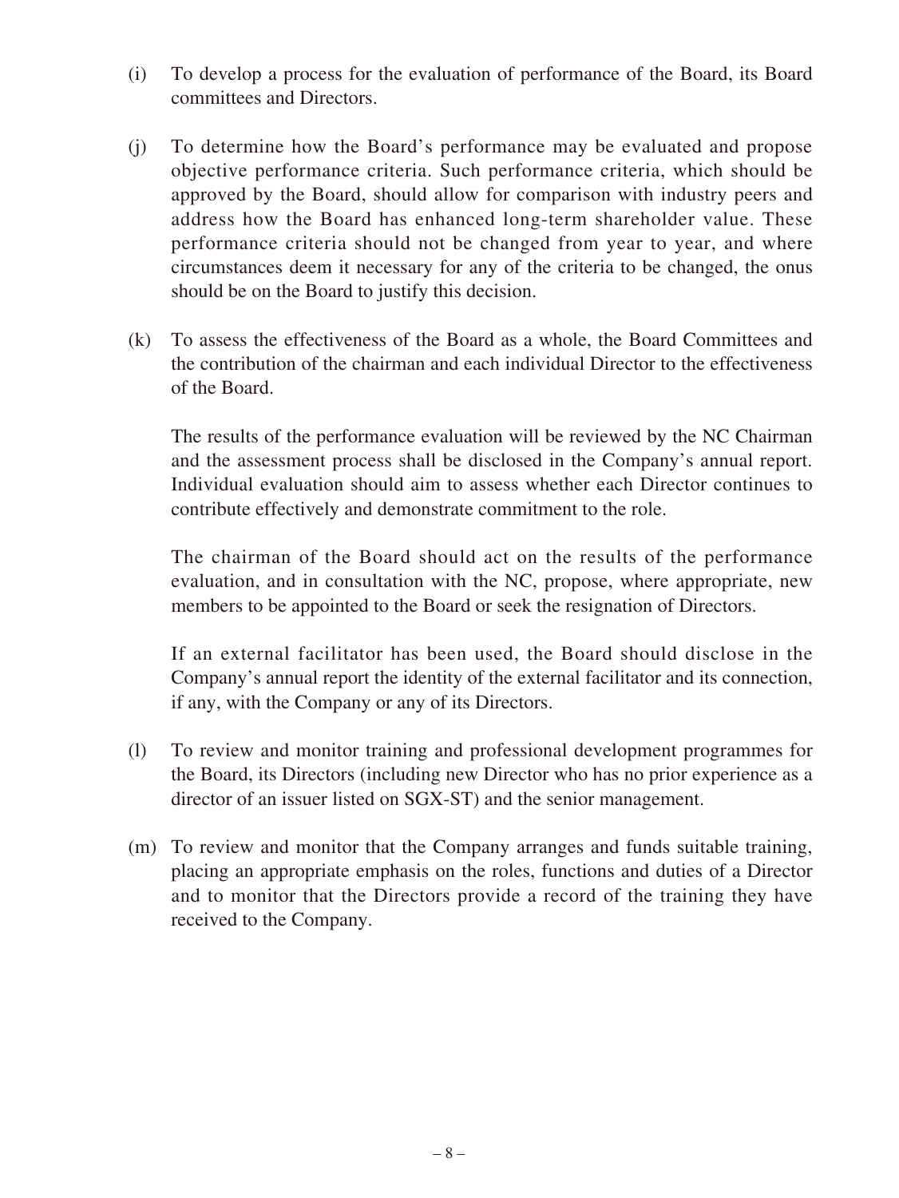(i) To develop a process for the evaluation of performance of the Board, its Board committees and Directors.

(j) To determine how the Board's performance may be evaluated and propose objective performance criteria. Such performance criteria, which should be approved by the Board, should allow for comparison with industry peers and address how the Board has enhanced long-term shareholder value. These performance criteria should not be changed from year to year, and where circumstances deem it necessary for any of the criteria to be changed, the onus should be on the Board to justify this decision.

(k) To assess the effectiveness of the Board as a whole, the Board Committees and the contribution of the chairman and each individual Director to the effectiveness of the Board.

The results of the performance evaluation will be reviewed by the NC Chairman and the assessment process shall be disclosed in the Company's annual report. Individual evaluation should aim to assess whether each Director continues to contribute effectively and demonstrate commitment to the role.

The chairman of the Board should act on the results of the performance evaluation, and in consultation with the NC, propose, where appropriate, new members to be appointed to the Board or seek the resignation of Directors.

If an external facilitator has been used, the Board should disclose in the Company's annual report the identity of the external facilitator and its connection, if any, with the Company or any of its Directors.

(l) To review and monitor training and professional development programmes for the Board, its Directors (including new Director who has no prior experience as a director of an issuer listed on SGX-ST) and the senior management.

(m) To review and monitor that the Company arranges and funds suitable training, placing an appropriate emphasis on the roles, functions and duties of a Director and to monitor that the Directors provide a record of the training they have received to the Company.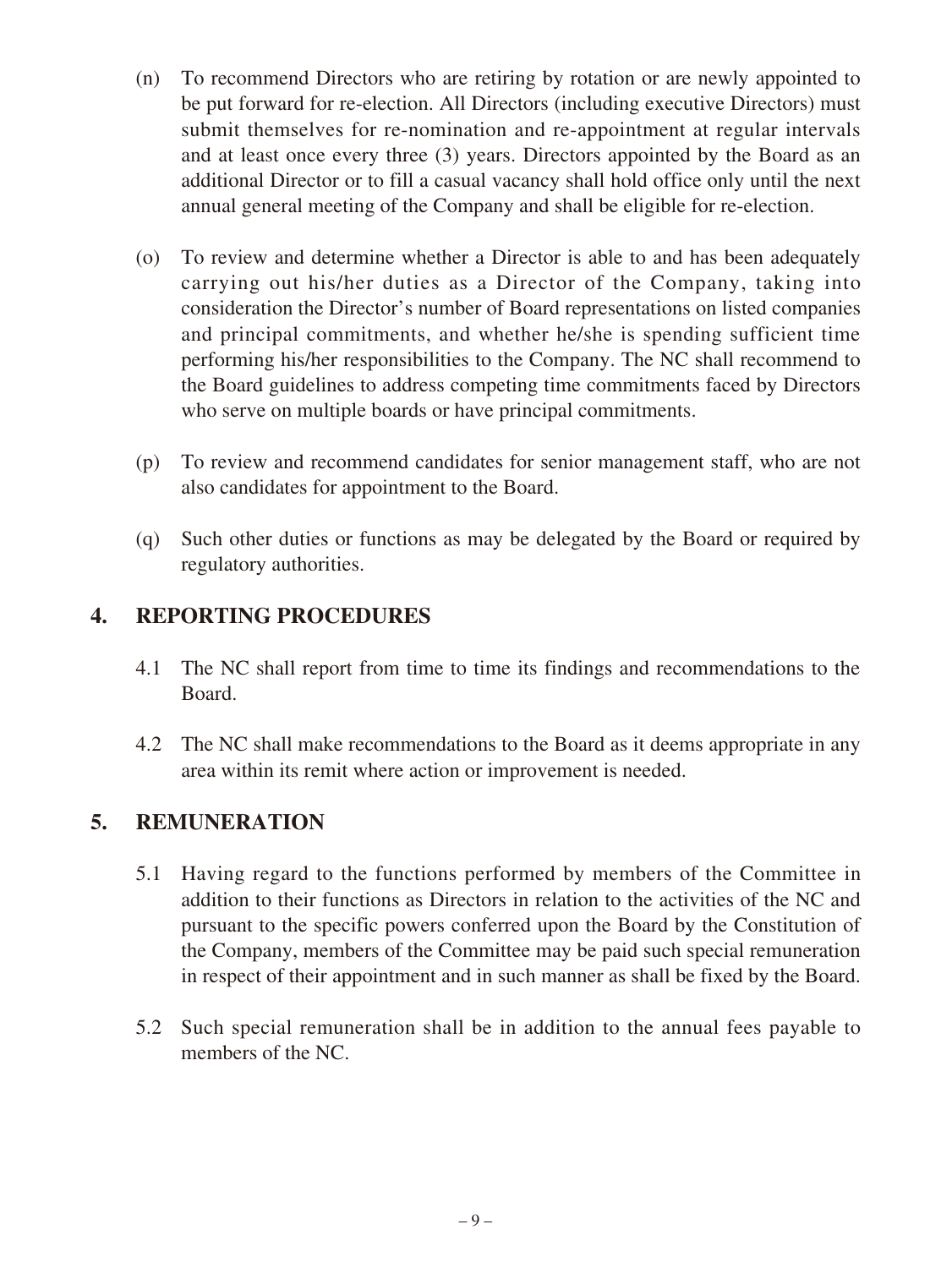(n) To recommend Directors who are retiring by rotation or are newly appointed to be put forward for re-election. All Directors (including executive Directors) must submit themselves for re-nomination and re-appointment at regular intervals and at least once every three (3) years. Directors appointed by the Board as an additional Director or to fill a casual vacancy shall hold office only until the next annual general meeting of the Company and shall be eligible for re-election.

(o) To review and determine whether a Director is able to and has been adequately carrying out his/her duties as a Director of the Company, taking into consideration the Director's number of Board representations on listed companies and principal commitments, and whether he/she is spending sufficient time performing his/her responsibilities to the Company. The NC shall recommend to the Board guidelines to address competing time commitments faced by Directors who serve on multiple boards or have principal commitments.

(p) To review and recommend candidates for senior management staff, who are not also candidates for appointment to the Board.

(q) Such other duties or functions as may be delegated by the Board or required by regulatory authorities.

## 4. REPORTING PROCEDURES

4.1 The NC shall report from time to time its findings and recommendations to the Board.

4.2 The NC shall make recommendations to the Board as it deems appropriate in any area within its remit where action or improvement is needed.

## 5. REMUNERATION

5.1 Having regard to the functions performed by members of the Committee in addition to their functions as Directors in relation to the activities of the NC and pursuant to the specific powers conferred upon the Board by the Constitution of the Company, members of the Committee may be paid such special remuneration in respect of their appointment and in such manner as shall be fixed by the Board.

5.2 Such special remuneration shall be in addition to the annual fees payable to members of the NC.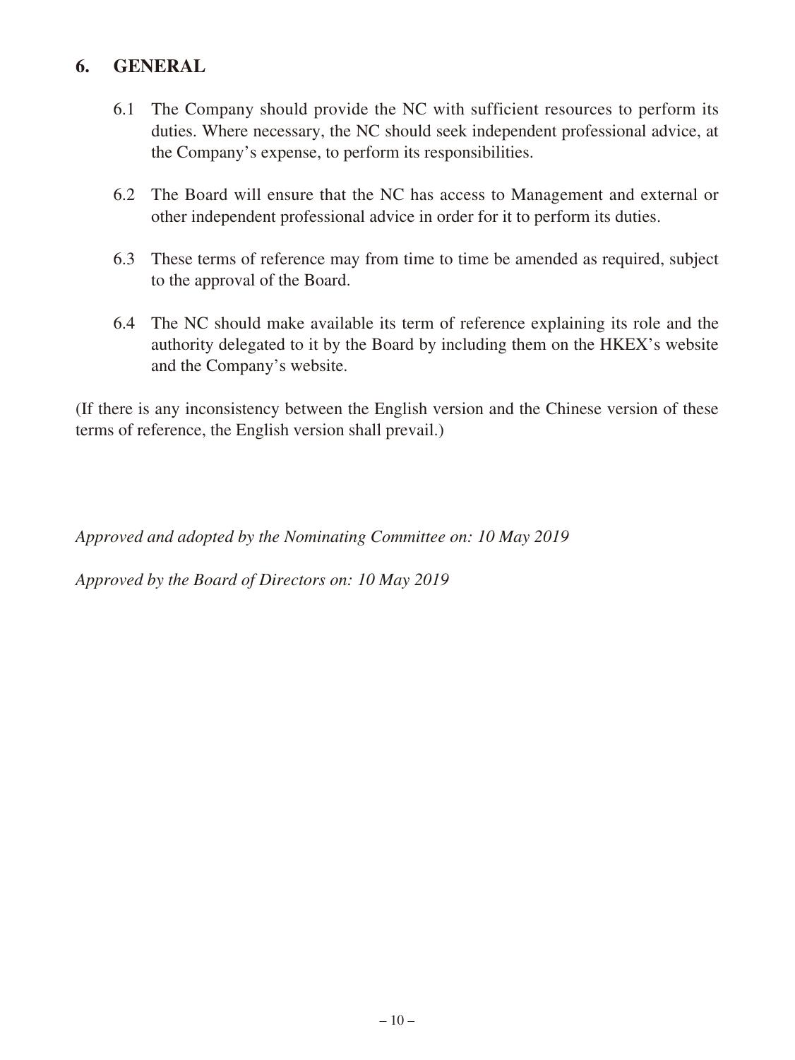## 6. GENERAL

6.1 The Company should provide the NC with sufficient resources to perform its duties. Where necessary, the NC should seek independent professional advice, at the Company's expense, to perform its responsibilities.

6.2 The Board will ensure that the NC has access to Management and external or other independent professional advice in order for it to perform its duties.

6.3 These terms of reference may from time to time be amended as required, subject to the approval of the Board.

6.4 The NC should make available its term of reference explaining its role and the authority delegated to it by the Board by including them on the HKEX's website and the Company's website.

(If there is any inconsistency between the English version and the Chinese version of these terms of reference, the English version shall prevail.)

*Approved and adopted by the Nominating Committee on: 10 May 2019*

*Approved by the Board of Directors on: 10 May 2019*